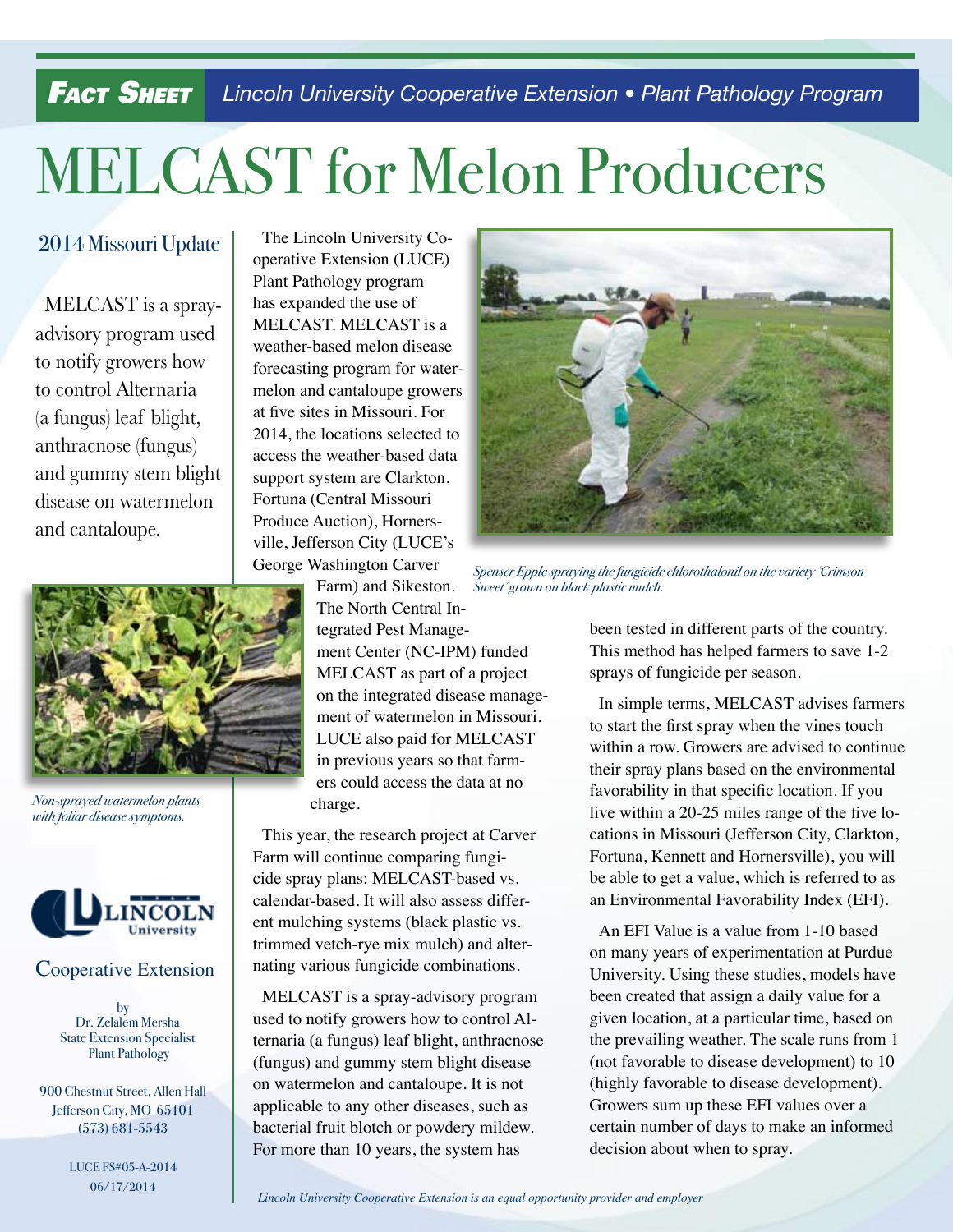**Fact Sheet** Lincoln University Cooperative Extension • Plant Pathology Program

# MELCAST for Melon Producers

## 2014 Missouri Update

MELCAST is a spray-advisory program used to notify growers how to control Alternaria (a fungus) leaf blight, anthracnose (fungus) and gummy stem blight disease on watermelon and cantaloupe.

*Non-sprayed watermelon plants with foliar disease symptoms.*

Lincoln University Cooperative Extension

by
Dr. Zelalem Mersha
State Extension Specialist
Plant Pathology

900 Chestnut Street, Allen Hall
Jefferson City, MO 65101
(573) 681-5543

LUCE FS#05-A-2014
06/17/2014

The Lincoln University Cooperative Extension (LUCE) Plant Pathology program has expanded the use of MELCAST. MELCAST is a weather-based melon disease forecasting program for watermelon and cantaloupe growers at five sites in Missouri. For 2014, the locations selected to access the weather-based data support system are Clarkton, Fortuna (Central Missouri Produce Auction), Hornersville, Jefferson City (LUCE's George Washington Carver Farm) and Sikeston. The North Central Integrated Pest Management Center (NC-IPM) funded MELCAST as part of a project on the integrated disease management of watermelon in Missouri. LUCE also paid for MELCAST in previous years so that farmers could access the data at no charge.

*Spenser Epple spraying the fungicide chlorothalonil on the variety 'Crimson Sweet' grown on black plastic mulch.*

This year, the research project at Carver Farm will continue comparing fungicide spray plans: MELCAST-based vs. calendar-based. It will also assess different mulching systems (black plastic vs. trimmed vetch-rye mix mulch) and alternating various fungicide combinations.

MELCAST is a spray-advisory program used to notify growers how to control Alternaria (a fungus) leaf blight, anthracnose (fungus) and gummy stem blight disease on watermelon and cantaloupe. It is not applicable to any other diseases, such as bacterial fruit blotch or powdery mildew. For more than 10 years, the system has been tested in different parts of the country. This method has helped farmers to save 1-2 sprays of fungicide per season.

In simple terms, MELCAST advises farmers to start the first spray when the vines touch within a row. Growers are advised to continue their spray plans based on the environmental favorability in that specific location. If you live within a 20-25 miles range of the five locations in Missouri (Jefferson City, Clarkton, Fortuna, Kennett and Hornersville), you will be able to get a value, which is referred to as an Environmental Favorability Index (EFI).

An EFI Value is a value from 1-10 based on many years of experimentation at Purdue University. Using these studies, models have been created that assign a daily value for a given location, at a particular time, based on the prevailing weather. The scale runs from 1 (not favorable to disease development) to 10 (highly favorable to disease development). Growers sum up these EFI values over a certain number of days to make an informed decision about when to spray.

*Lincoln University Cooperative Extension is an equal opportunity provider and employer*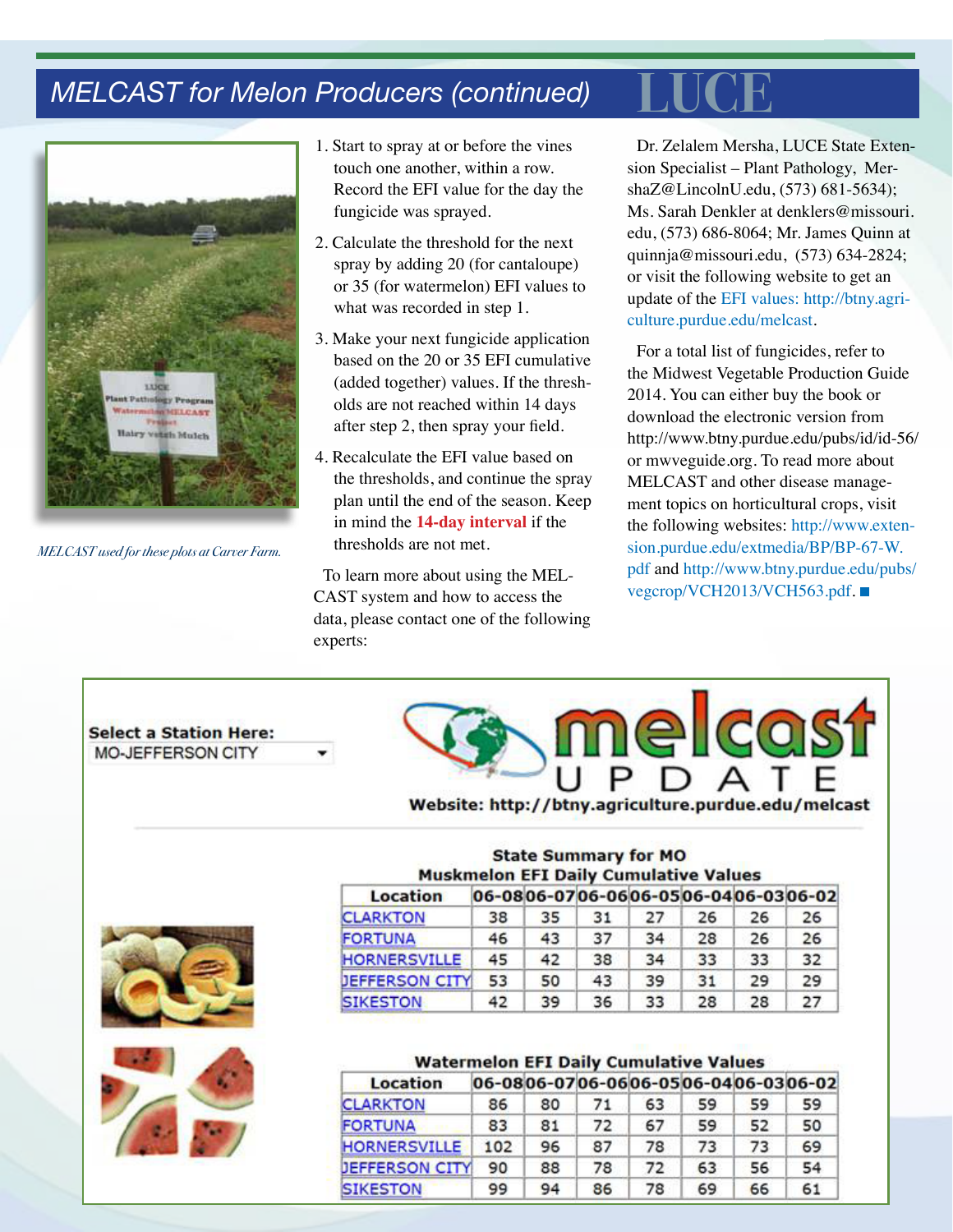# MELCAST for Melon Producers (continued)

*MELCAST used for these plots at Carver Farm.*

1. Start to spray at or before the vines touch one another, within a row. Record the EFI value for the day the fungicide was sprayed.
2. Calculate the threshold for the next spray by adding 20 (for cantaloupe) or 35 (for watermelon) EFI values to what was recorded in step 1.
3. Make your next fungicide application based on the 20 or 35 EFI cumulative (added together) values. If the thresholds are not reached within 14 days after step 2, then spray your field.
4. Recalculate the EFI value based on the thresholds, and continue the spray plan until the end of the season. Keep in mind the **14-day interval** if the thresholds are not met.

To learn more about using the MELCAST system and how to access the data, please contact one of the following experts:

Dr. Zelalem Mersha, LUCE State Extension Specialist – Plant Pathology, MershaZ@LincolnU.edu, (573) 681-5634); Ms. Sarah Denkler at denklers@missouri.edu, (573) 686-8064; Mr. James Quinn at quinnja@missouri.edu, (573) 634-2824; or visit the following website to get an update of the EFI values: http://btny.agriculture.purdue.edu/melcast.

For a total list of fungicides, refer to the Midwest Vegetable Production Guide 2014. You can either buy the book or download the electronic version from http://www.btny.purdue.edu/pubs/id/id-56/ or mwveguide.org. To read more about MELCAST and other disease management topics on horticultural crops, visit the following websites: http://www.extension.purdue.edu/extmedia/BP/BP-67-W.pdf and http://www.btny.purdue.edu/pubs/vegcrop/VCH2013/VCH563.pdf.

Select a Station Here: MO-JEFFERSON CITY

melcast UPDATE

Website: http://btny.agriculture.purdue.edu/melcast

**State Summary for MO**

**Muskmelon EFI Daily Cumulative Values**

| Location | 06-08 | 06-07 | 06-06 | 06-05 | 06-04 | 06-03 | 06-02 |
|---|---|---|---|---|---|---|---|
| CLARKTON | 38 | 35 | 31 | 27 | 26 | 26 | 26 |
| FORTUNA | 46 | 43 | 37 | 34 | 28 | 26 | 26 |
| HORNERSVILLE | 45 | 42 | 38 | 34 | 33 | 33 | 32 |
| JEFFERSON CITY | 53 | 50 | 43 | 39 | 31 | 29 | 29 |
| SIKESTON | 42 | 39 | 36 | 33 | 28 | 28 | 27 |

**Watermelon EFI Daily Cumulative Values**

| Location | 06-08 | 06-07 | 06-06 | 06-05 | 06-04 | 06-03 | 06-02 |
|---|---|---|---|---|---|---|---|
| CLARKTON | 86 | 80 | 71 | 63 | 59 | 59 | 59 |
| FORTUNA | 83 | 81 | 72 | 67 | 59 | 52 | 50 |
| HORNERSVILLE | 102 | 96 | 87 | 78 | 73 | 73 | 69 |
| JEFFERSON CITY | 90 | 88 | 78 | 72 | 63 | 56 | 54 |
| SIKESTON | 99 | 94 | 86 | 78 | 69 | 66 | 61 |